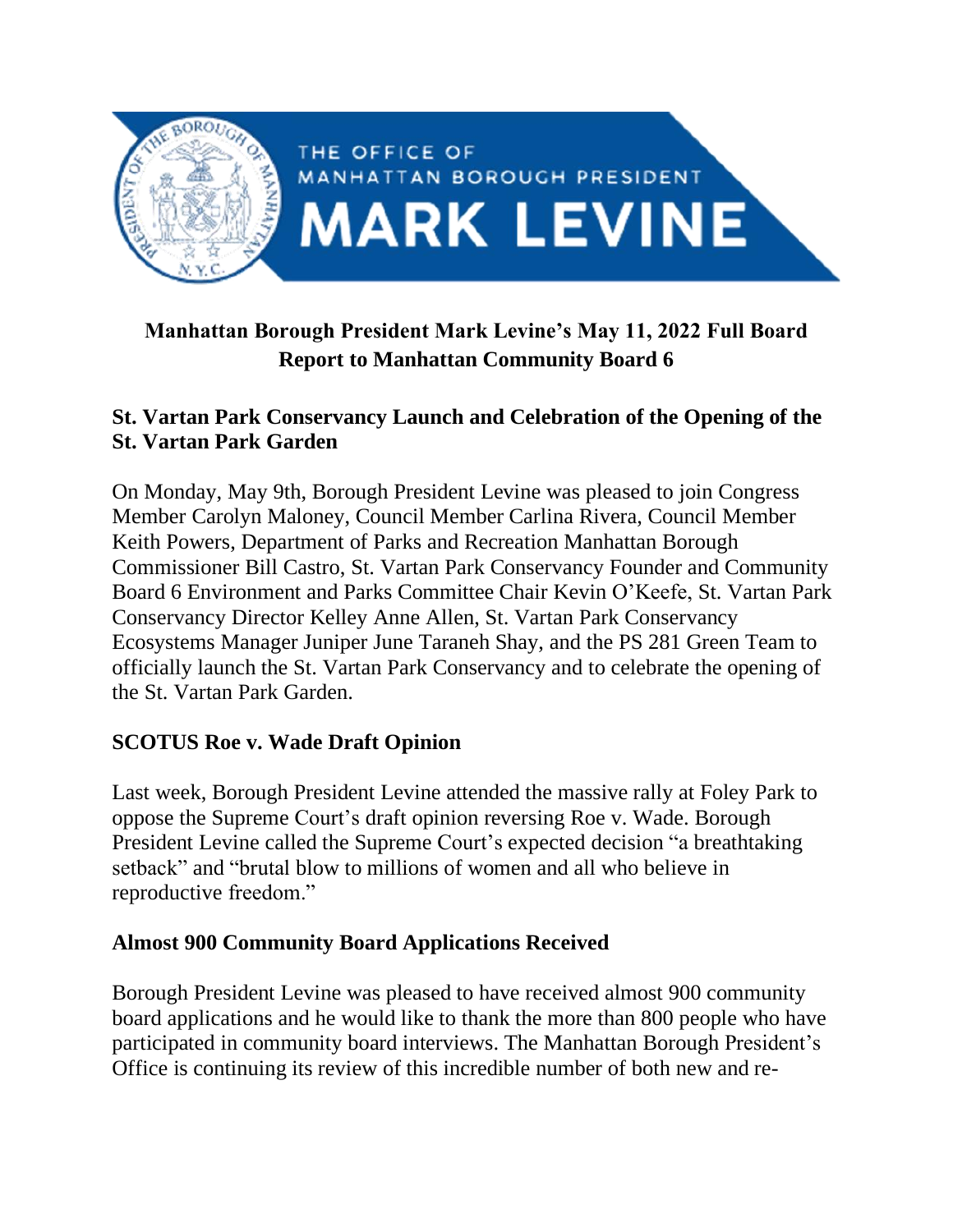THE OFFICE OF MANHATTAN BOROUGH PRESIDENT MARK LEVINE

# Manhattan Borough President Mark Levine's May 11, 2022 Full Board Report to Manhattan Community Board 6

## St. Vartan Park Conservancy Launch and Celebration of the Opening of the St. Vartan Park Garden

On Monday, May 9th, Borough President Levine was pleased to join Congress Member Carolyn Maloney, Council Member Carlina Rivera, Council Member Keith Powers, Department of Parks and Recreation Manhattan Borough Commissioner Bill Castro, St. Vartan Park Conservancy Founder and Community Board 6 Environment and Parks Committee Chair Kevin O'Keefe, St. Vartan Park Conservancy Director Kelley Anne Allen, St. Vartan Park Conservancy Ecosystems Manager Juniper June Taraneh Shay, and the PS 281 Green Team to officially launch the St. Vartan Park Conservancy and to celebrate the opening of the St. Vartan Park Garden.

## SCOTUS Roe v. Wade Draft Opinion

Last week, Borough President Levine attended the massive rally at Foley Park to oppose the Supreme Court's draft opinion reversing Roe v. Wade. Borough President Levine called the Supreme Court's expected decision "a breathtaking setback" and "brutal blow to millions of women and all who believe in reproductive freedom."

## Almost 900 Community Board Applications Received

Borough President Levine was pleased to have received almost 900 community board applications and he would like to thank the more than 800 people who have participated in community board interviews. The Manhattan Borough President's Office is continuing its review of this incredible number of both new and re-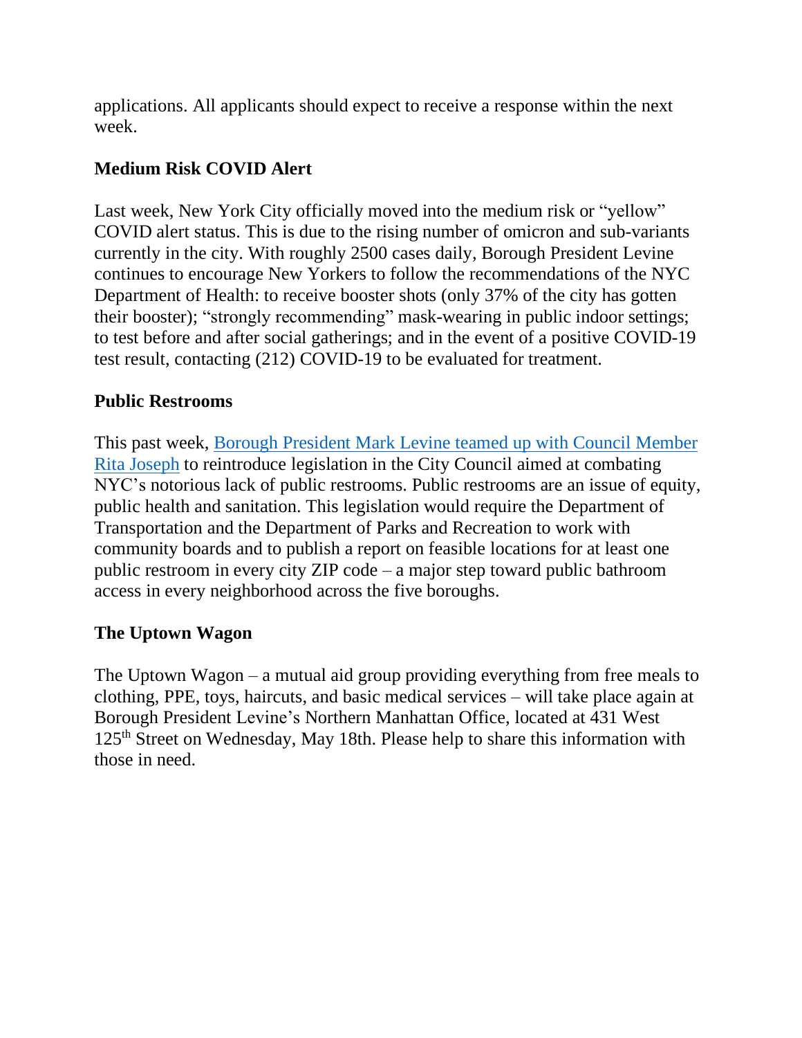applications. All applicants should expect to receive a response within the next week.

**Medium Risk COVID Alert**

Last week, New York City officially moved into the medium risk or "yellow" COVID alert status. This is due to the rising number of omicron and sub-variants currently in the city. With roughly 2500 cases daily, Borough President Levine continues to encourage New Yorkers to follow the recommendations of the NYC Department of Health: to receive booster shots (only 37% of the city has gotten their booster); "strongly recommending" mask-wearing in public indoor settings; to test before and after social gatherings; and in the event of a positive COVID-19 test result, contacting (212) COVID-19 to be evaluated for treatment.

**Public Restrooms**

This past week, [Borough President Mark Levine teamed up with Council Member Rita Joseph] to reintroduce legislation in the City Council aimed at combating NYC's notorious lack of public restrooms. Public restrooms are an issue of equity, public health and sanitation. This legislation would require the Department of Transportation and the Department of Parks and Recreation to work with community boards and to publish a report on feasible locations for at least one public restroom in every city ZIP code – a major step toward public bathroom access in every neighborhood across the five boroughs.

**The Uptown Wagon**

The Uptown Wagon – a mutual aid group providing everything from free meals to clothing, PPE, toys, haircuts, and basic medical services – will take place again at Borough President Levine's Northern Manhattan Office, located at 431 West 125th Street on Wednesday, May 18th. Please help to share this information with those in need.